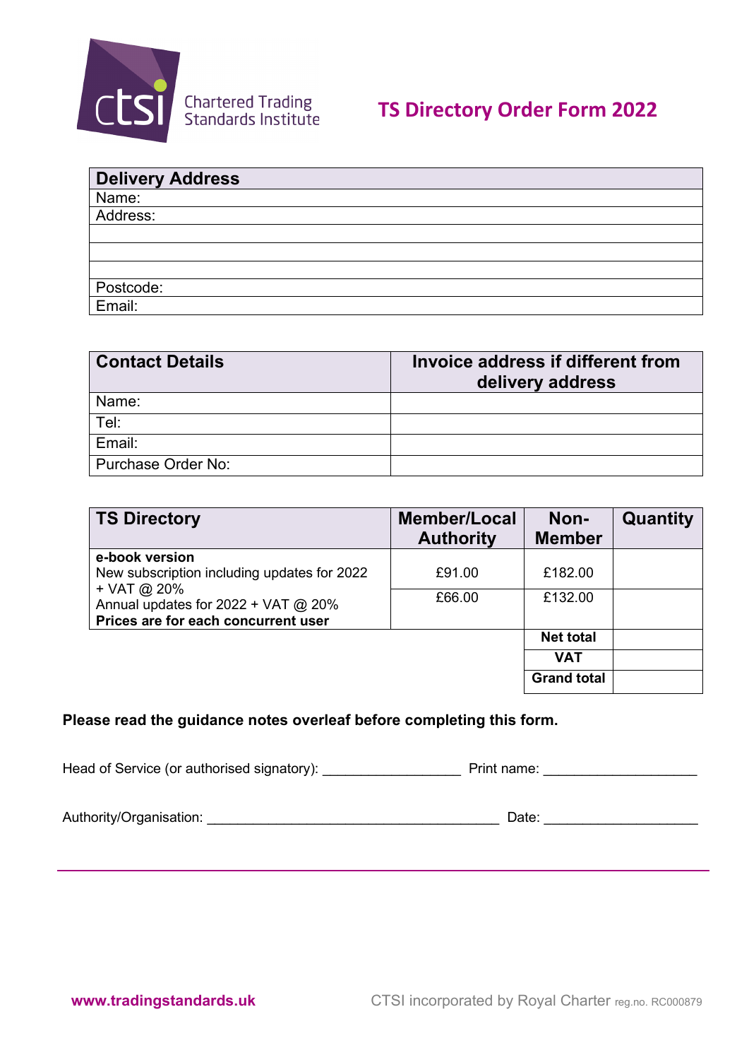Chartered Trading Standards Institute

# TS Directory Order Form 2022

| Delivery Address |
|---|
| Name: |
| Address: |
| |
| |
| |
| Postcode: |
| Email: |

| Contact Details | Invoice address if different from delivery address |
|---|---|
| Name: | |
| Tel: | |
| Email: | |
| Purchase Order No: | |

| TS Directory | Member/Local Authority | Non-Member | Quantity |
|---|---|---|---|
| **e-book version**<br>New subscription including updates for 2022 + VAT @ 20% | £91.00 | £182.00 | |
| Annual updates for 2022 + VAT @ 20%<br>**Prices are for each concurrent user** | £66.00 | £132.00 | |
| | | **Net total** | |
| | | **VAT** | |
| | | **Grand total** | |

**Please read the guidance notes overleaf before completing this form.**

Head of Service (or authorised signatory): __________________ Print name: ____________________

Authority/Organisation: _______________________________________ Date: ____________________

---

**www.tradingstandards.uk**

CTSI incorporated by Royal Charter reg.no. RC000879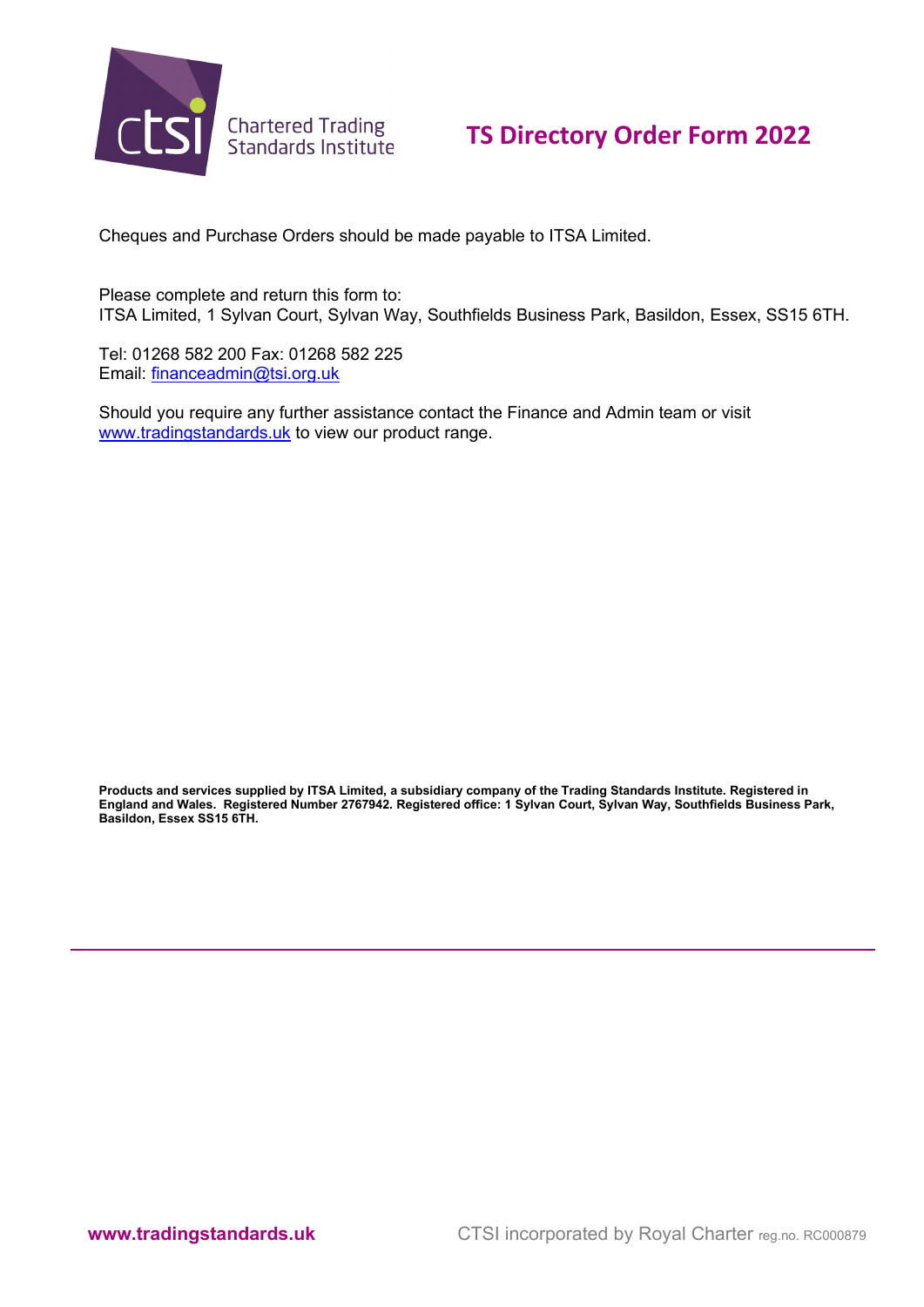# TS Directory Order Form 2022

Cheques and Purchase Orders should be made payable to ITSA Limited.

Please complete and return this form to:
ITSA Limited, 1 Sylvan Court, Sylvan Way, Southfields Business Park, Basildon, Essex, SS15 6TH.

Tel: 01268 582 200 Fax: 01268 582 225
Email: financeadmin@tsi.org.uk

Should you require any further assistance contact the Finance and Admin team or visit www.tradingstandards.uk to view our product range.

**Products and services supplied by ITSA Limited, a subsidiary company of the Trading Standards Institute. Registered in England and Wales. Registered Number 2767942. Registered office: 1 Sylvan Court, Sylvan Way, Southfields Business Park, Basildon, Essex SS15 6TH.**

**www.tradingstandards.uk** CTSI incorporated by Royal Charter reg.no. RC000879